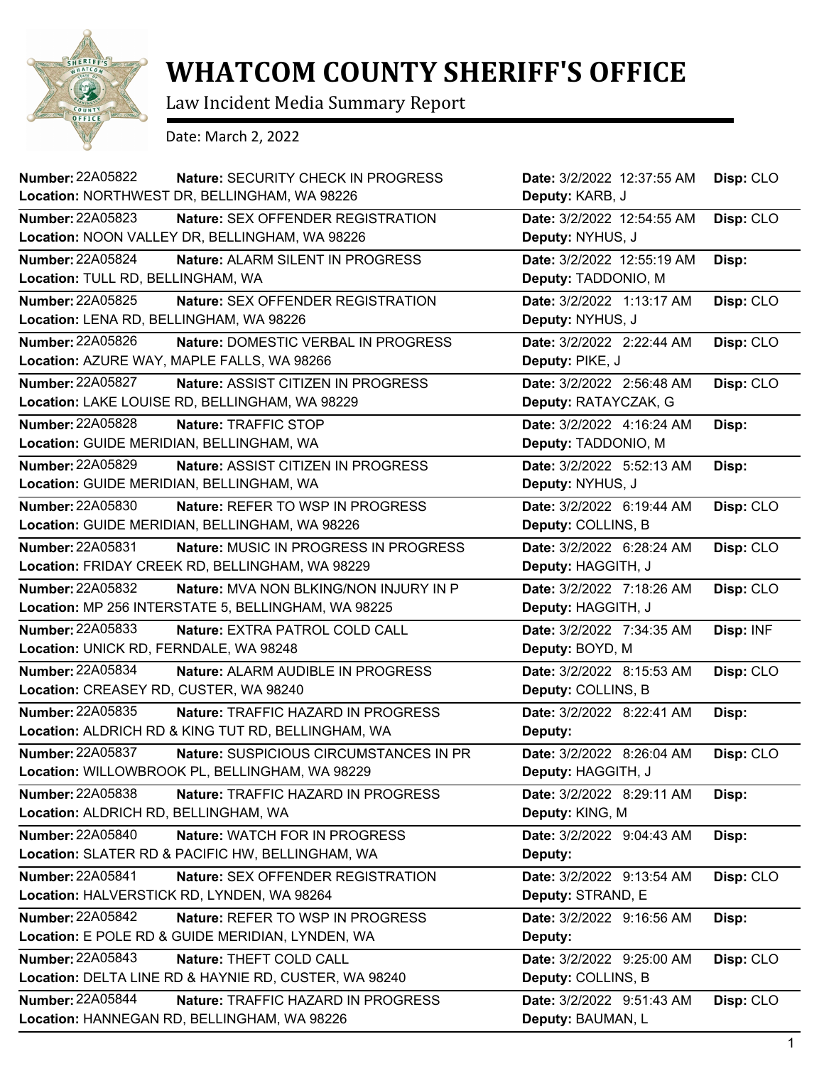# WHATCOM COUNTY SHERIFF'S OFFICE

Law Incident Media Summary Report

Date: March 2, 2022

| Number | Nature | Location | Date | Deputy | Disp |
|---|---|---|---|---|---|
| 22A05822 | SECURITY CHECK IN PROGRESS | NORTHWEST DR, BELLINGHAM, WA 98226 | 3/2/2022 12:37:55 AM | KARB, J | CLO |
| 22A05823 | SEX OFFENDER REGISTRATION | NOON VALLEY DR, BELLINGHAM, WA 98226 | 3/2/2022 12:54:55 AM | NYHUS, J | CLO |
| 22A05824 | ALARM SILENT IN PROGRESS | TULL RD, BELLINGHAM, WA | 3/2/2022 12:55:19 AM | TADDONIO, M | |
| 22A05825 | SEX OFFENDER REGISTRATION | LENA RD, BELLINGHAM, WA 98226 | 3/2/2022 1:13:17 AM | NYHUS, J | CLO |
| 22A05826 | DOMESTIC VERBAL IN PROGRESS | AZURE WAY, MAPLE FALLS, WA 98266 | 3/2/2022 2:22:44 AM | PIKE, J | CLO |
| 22A05827 | ASSIST CITIZEN IN PROGRESS | LAKE LOUISE RD, BELLINGHAM, WA 98229 | 3/2/2022 2:56:48 AM | RATAYCZAK, G | CLO |
| 22A05828 | TRAFFIC STOP | GUIDE MERIDIAN, BELLINGHAM, WA | 3/2/2022 4:16:24 AM | TADDONIO, M | |
| 22A05829 | ASSIST CITIZEN IN PROGRESS | GUIDE MERIDIAN, BELLINGHAM, WA | 3/2/2022 5:52:13 AM | NYHUS, J | |
| 22A05830 | REFER TO WSP IN PROGRESS | GUIDE MERIDIAN, BELLINGHAM, WA 98226 | 3/2/2022 6:19:44 AM | COLLINS, B | CLO |
| 22A05831 | MUSIC IN PROGRESS IN PROGRESS | FRIDAY CREEK RD, BELLINGHAM, WA 98229 | 3/2/2022 6:28:24 AM | HAGGITH, J | CLO |
| 22A05832 | MVA NON BLKING/NON INJURY IN P | MP 256 INTERSTATE 5, BELLINGHAM, WA 98225 | 3/2/2022 7:18:26 AM | HAGGITH, J | CLO |
| 22A05833 | EXTRA PATROL COLD CALL | UNICK RD, FERNDALE, WA 98248 | 3/2/2022 7:34:35 AM | BOYD, M | INF |
| 22A05834 | ALARM AUDIBLE IN PROGRESS | CREASEY RD, CUSTER, WA 98240 | 3/2/2022 8:15:53 AM | COLLINS, B | CLO |
| 22A05835 | TRAFFIC HAZARD IN PROGRESS | ALDRICH RD & KING TUT RD, BELLINGHAM, WA | 3/2/2022 8:22:41 AM | | |
| 22A05837 | SUSPICIOUS CIRCUMSTANCES IN PR | WILLOWBROOK PL, BELLINGHAM, WA 98229 | 3/2/2022 8:26:04 AM | HAGGITH, J | CLO |
| 22A05838 | TRAFFIC HAZARD IN PROGRESS | ALDRICH RD, BELLINGHAM, WA | 3/2/2022 8:29:11 AM | KING, M | |
| 22A05840 | WATCH FOR IN PROGRESS | SLATER RD & PACIFIC HW, BELLINGHAM, WA | 3/2/2022 9:04:43 AM | | |
| 22A05841 | SEX OFFENDER REGISTRATION | HALVERSTICK RD, LYNDEN, WA 98264 | 3/2/2022 9:13:54 AM | STRAND, E | CLO |
| 22A05842 | REFER TO WSP IN PROGRESS | E POLE RD & GUIDE MERIDIAN, LYNDEN, WA | 3/2/2022 9:16:56 AM | | |
| 22A05843 | THEFT COLD CALL | DELTA LINE RD & HAYNIE RD, CUSTER, WA 98240 | 3/2/2022 9:25:00 AM | COLLINS, B | CLO |
| 22A05844 | TRAFFIC HAZARD IN PROGRESS | HANNEGAN RD, BELLINGHAM, WA 98226 | 3/2/2022 9:51:43 AM | BAUMAN, L | CLO |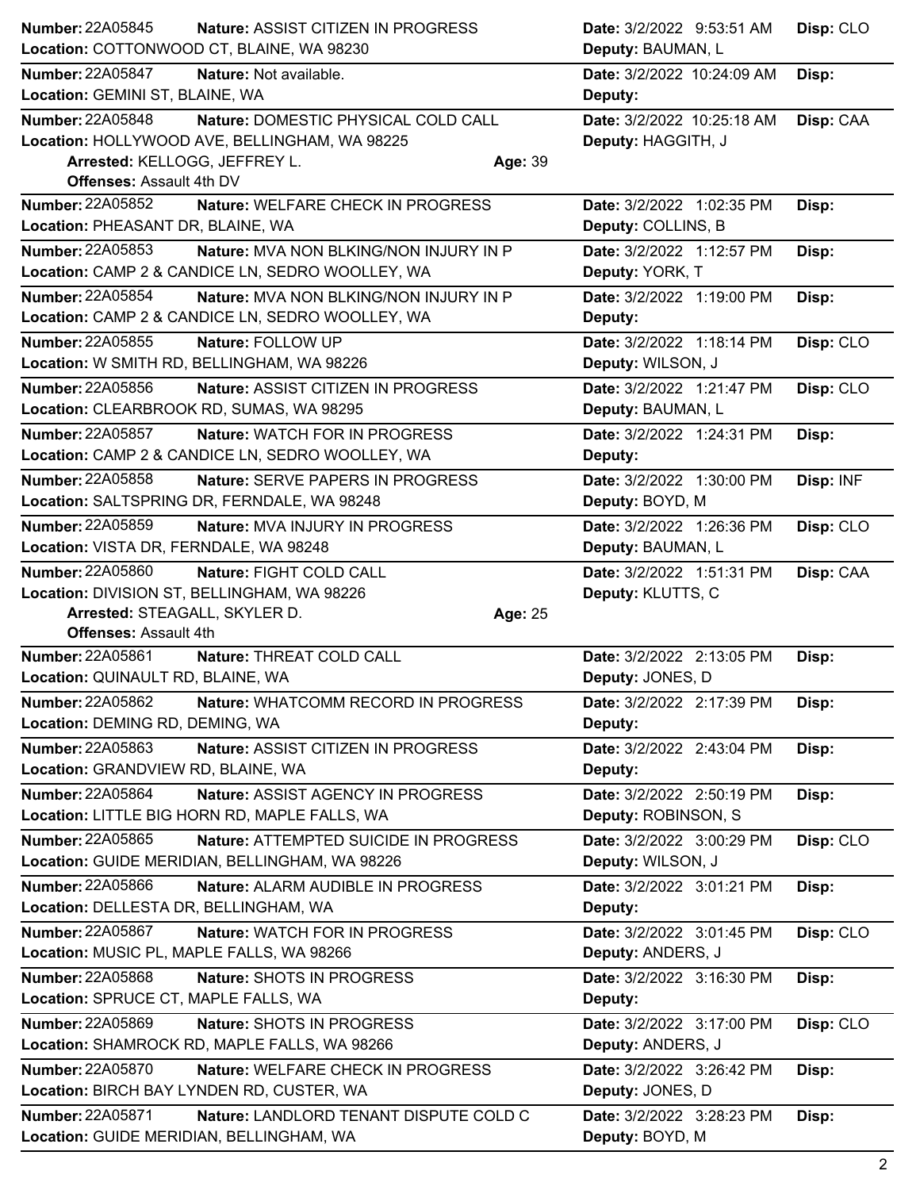**Number:** 22A05845 **Nature:** ASSIST CITIZEN IN PROGRESS **Date:** 3/2/2022 9:53:51 AM **Disp:** CLO
**Location:** COTTONWOOD CT, BLAINE, WA 98230 **Deputy:** BAUMAN, L

---

**Number:** 22A05847 **Nature:** Not available. **Date:** 3/2/2022 10:24:09 AM **Disp:**
**Location:** GEMINI ST, BLAINE, WA **Deputy:**

---

**Number:** 22A05848 **Nature:** DOMESTIC PHYSICAL COLD CALL **Date:** 3/2/2022 10:25:18 AM **Disp:** CAA
**Location:** HOLLYWOOD AVE, BELLINGHAM, WA 98225 **Deputy:** HAGGITH, J
**Arrested:** KELLOGG, JEFFREY L. **Age:** 39
**Offenses:** Assault 4th DV

---

**Number:** 22A05852 **Nature:** WELFARE CHECK IN PROGRESS **Date:** 3/2/2022 1:02:35 PM **Disp:**
**Location:** PHEASANT DR, BLAINE, WA **Deputy:** COLLINS, B

---

**Number:** 22A05853 **Nature:** MVA NON BLKING/NON INJURY IN P **Date:** 3/2/2022 1:12:57 PM **Disp:**
**Location:** CAMP 2 & CANDICE LN, SEDRO WOOLLEY, WA **Deputy:** YORK, T

---

**Number:** 22A05854 **Nature:** MVA NON BLKING/NON INJURY IN P **Date:** 3/2/2022 1:19:00 PM **Disp:**
**Location:** CAMP 2 & CANDICE LN, SEDRO WOOLLEY, WA **Deputy:**

---

**Number:** 22A05855 **Nature:** FOLLOW UP **Date:** 3/2/2022 1:18:14 PM **Disp:** CLO
**Location:** W SMITH RD, BELLINGHAM, WA 98226 **Deputy:** WILSON, J

---

**Number:** 22A05856 **Nature:** ASSIST CITIZEN IN PROGRESS **Date:** 3/2/2022 1:21:47 PM **Disp:** CLO
**Location:** CLEARBROOK RD, SUMAS, WA 98295 **Deputy:** BAUMAN, L

---

**Number:** 22A05857 **Nature:** WATCH FOR IN PROGRESS **Date:** 3/2/2022 1:24:31 PM **Disp:**
**Location:** CAMP 2 & CANDICE LN, SEDRO WOOLLEY, WA **Deputy:**

---

**Number:** 22A05858 **Nature:** SERVE PAPERS IN PROGRESS **Date:** 3/2/2022 1:30:00 PM **Disp:** INF
**Location:** SALTSPRING DR, FERNDALE, WA 98248 **Deputy:** BOYD, M

---

**Number:** 22A05859 **Nature:** MVA INJURY IN PROGRESS **Date:** 3/2/2022 1:26:36 PM **Disp:** CLO
**Location:** VISTA DR, FERNDALE, WA 98248 **Deputy:** BAUMAN, L

---

**Number:** 22A05860 **Nature:** FIGHT COLD CALL **Date:** 3/2/2022 1:51:31 PM **Disp:** CAA
**Location:** DIVISION ST, BELLINGHAM, WA 98226 **Deputy:** KLUTTS, C
**Arrested:** STEAGALL, SKYLER D. **Age:** 25
**Offenses:** Assault 4th

---

**Number:** 22A05861 **Nature:** THREAT COLD CALL **Date:** 3/2/2022 2:13:05 PM **Disp:**
**Location:** QUINAULT RD, BLAINE, WA **Deputy:** JONES, D

---

**Number:** 22A05862 **Nature:** WHATCOMM RECORD IN PROGRESS **Date:** 3/2/2022 2:17:39 PM **Disp:**
**Location:** DEMING RD, DEMING, WA **Deputy:**

---

**Number:** 22A05863 **Nature:** ASSIST CITIZEN IN PROGRESS **Date:** 3/2/2022 2:43:04 PM **Disp:**
**Location:** GRANDVIEW RD, BLAINE, WA **Deputy:**

---

**Number:** 22A05864 **Nature:** ASSIST AGENCY IN PROGRESS **Date:** 3/2/2022 2:50:19 PM **Disp:**
**Location:** LITTLE BIG HORN RD, MAPLE FALLS, WA **Deputy:** ROBINSON, S

---

**Number:** 22A05865 **Nature:** ATTEMPTED SUICIDE IN PROGRESS **Date:** 3/2/2022 3:00:29 PM **Disp:** CLO
**Location:** GUIDE MERIDIAN, BELLINGHAM, WA 98226 **Deputy:** WILSON, J

---

**Number:** 22A05866 **Nature:** ALARM AUDIBLE IN PROGRESS **Date:** 3/2/2022 3:01:21 PM **Disp:**
**Location:** DELLESTA DR, BELLINGHAM, WA **Deputy:**

---

**Number:** 22A05867 **Nature:** WATCH FOR IN PROGRESS **Date:** 3/2/2022 3:01:45 PM **Disp:** CLO
**Location:** MUSIC PL, MAPLE FALLS, WA 98266 **Deputy:** ANDERS, J

---

**Number:** 22A05868 **Nature:** SHOTS IN PROGRESS **Date:** 3/2/2022 3:16:30 PM **Disp:**
**Location:** SPRUCE CT, MAPLE FALLS, WA **Deputy:**

---

**Number:** 22A05869 **Nature:** SHOTS IN PROGRESS **Date:** 3/2/2022 3:17:00 PM **Disp:** CLO
**Location:** SHAMROCK RD, MAPLE FALLS, WA 98266 **Deputy:** ANDERS, J

---

**Number:** 22A05870 **Nature:** WELFARE CHECK IN PROGRESS **Date:** 3/2/2022 3:26:42 PM **Disp:**
**Location:** BIRCH BAY LYNDEN RD, CUSTER, WA **Deputy:** JONES, D

---

**Number:** 22A05871 **Nature:** LANDLORD TENANT DISPUTE COLD C **Date:** 3/2/2022 3:28:23 PM **Disp:**
**Location:** GUIDE MERIDIAN, BELLINGHAM, WA **Deputy:** BOYD, M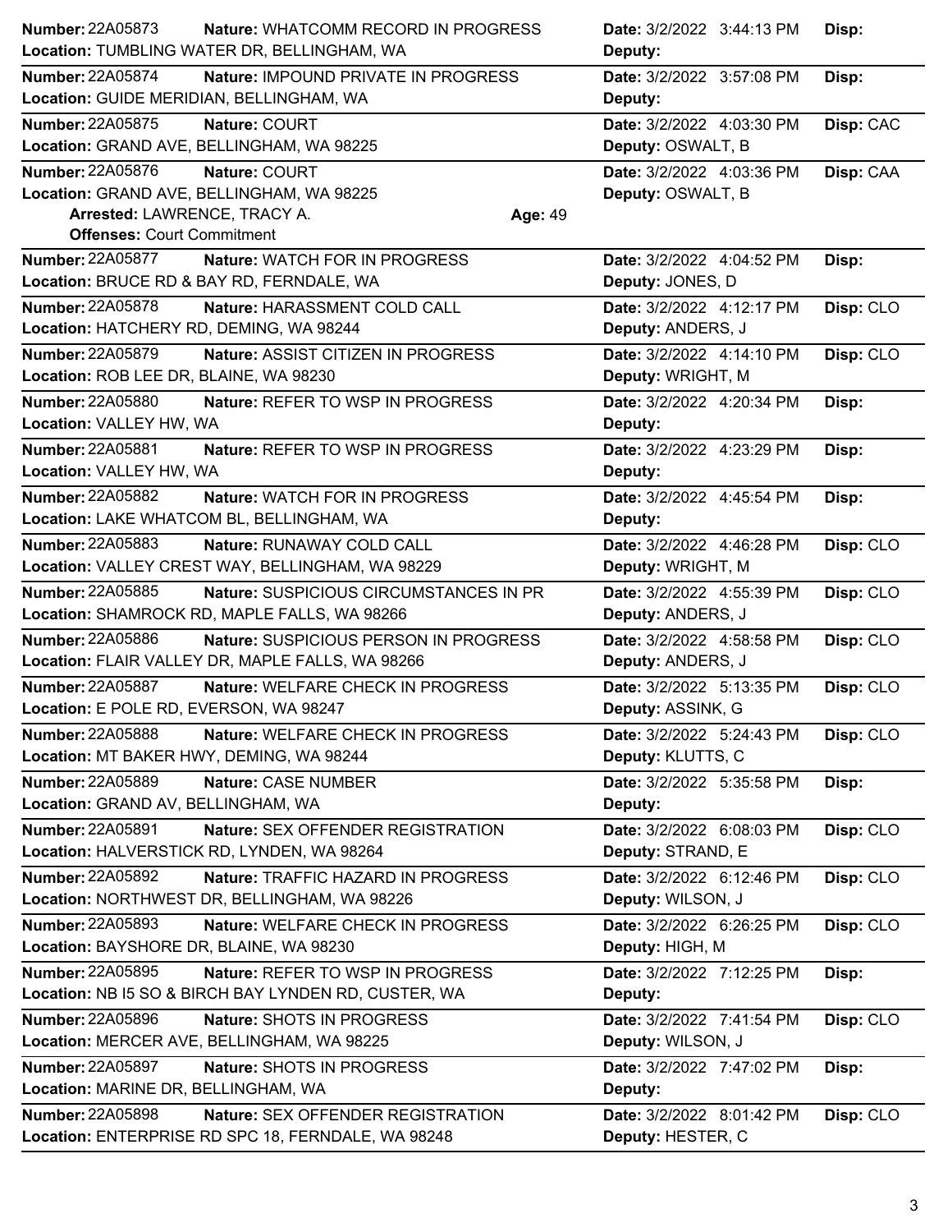**Number:** 22A05873 **Nature:** WHATCOMM RECORD IN PROGRESS **Date:** 3/2/2022 3:44:13 PM **Disp:**
**Location:** TUMBLING WATER DR, BELLINGHAM, WA **Deputy:**

---

**Number:** 22A05874 **Nature:** IMPOUND PRIVATE IN PROGRESS **Date:** 3/2/2022 3:57:08 PM **Disp:**
**Location:** GUIDE MERIDIAN, BELLINGHAM, WA **Deputy:**

---

**Number:** 22A05875 **Nature:** COURT **Date:** 3/2/2022 4:03:30 PM **Disp:** CAC
**Location:** GRAND AVE, BELLINGHAM, WA 98225 **Deputy:** OSWALT, B

---

**Number:** 22A05876 **Nature:** COURT **Date:** 3/2/2022 4:03:36 PM **Disp:** CAA
**Location:** GRAND AVE, BELLINGHAM, WA 98225 **Deputy:** OSWALT, B
**Arrested:** LAWRENCE, TRACY A. **Age:** 49
**Offenses:** Court Commitment

---

**Number:** 22A05877 **Nature:** WATCH FOR IN PROGRESS **Date:** 3/2/2022 4:04:52 PM **Disp:**
**Location:** BRUCE RD & BAY RD, FERNDALE, WA **Deputy:** JONES, D

---

**Number:** 22A05878 **Nature:** HARASSMENT COLD CALL **Date:** 3/2/2022 4:12:17 PM **Disp:** CLO
**Location:** HATCHERY RD, DEMING, WA 98244 **Deputy:** ANDERS, J

---

**Number:** 22A05879 **Nature:** ASSIST CITIZEN IN PROGRESS **Date:** 3/2/2022 4:14:10 PM **Disp:** CLO
**Location:** ROB LEE DR, BLAINE, WA 98230 **Deputy:** WRIGHT, M

---

**Number:** 22A05880 **Nature:** REFER TO WSP IN PROGRESS **Date:** 3/2/2022 4:20:34 PM **Disp:**
**Location:** VALLEY HW, WA **Deputy:**

---

**Number:** 22A05881 **Nature:** REFER TO WSP IN PROGRESS **Date:** 3/2/2022 4:23:29 PM **Disp:**
**Location:** VALLEY HW, WA **Deputy:**

---

**Number:** 22A05882 **Nature:** WATCH FOR IN PROGRESS **Date:** 3/2/2022 4:45:54 PM **Disp:**
**Location:** LAKE WHATCOM BL, BELLINGHAM, WA **Deputy:**

---

**Number:** 22A05883 **Nature:** RUNAWAY COLD CALL **Date:** 3/2/2022 4:46:28 PM **Disp:** CLO
**Location:** VALLEY CREST WAY, BELLINGHAM, WA 98229 **Deputy:** WRIGHT, M

---

**Number:** 22A05885 **Nature:** SUSPICIOUS CIRCUMSTANCES IN PR **Date:** 3/2/2022 4:55:39 PM **Disp:** CLO
**Location:** SHAMROCK RD, MAPLE FALLS, WA 98266 **Deputy:** ANDERS, J

---

**Number:** 22A05886 **Nature:** SUSPICIOUS PERSON IN PROGRESS **Date:** 3/2/2022 4:58:58 PM **Disp:** CLO
**Location:** FLAIR VALLEY DR, MAPLE FALLS, WA 98266 **Deputy:** ANDERS, J

---

**Number:** 22A05887 **Nature:** WELFARE CHECK IN PROGRESS **Date:** 3/2/2022 5:13:35 PM **Disp:** CLO
**Location:** E POLE RD, EVERSON, WA 98247 **Deputy:** ASSINK, G

---

**Number:** 22A05888 **Nature:** WELFARE CHECK IN PROGRESS **Date:** 3/2/2022 5:24:43 PM **Disp:** CLO
**Location:** MT BAKER HWY, DEMING, WA 98244 **Deputy:** KLUTTS, C

---

**Number:** 22A05889 **Nature:** CASE NUMBER **Date:** 3/2/2022 5:35:58 PM **Disp:**
**Location:** GRAND AV, BELLINGHAM, WA **Deputy:**

---

**Number:** 22A05891 **Nature:** SEX OFFENDER REGISTRATION **Date:** 3/2/2022 6:08:03 PM **Disp:** CLO
**Location:** HALVERSTICK RD, LYNDEN, WA 98264 **Deputy:** STRAND, E

---

**Number:** 22A05892 **Nature:** TRAFFIC HAZARD IN PROGRESS **Date:** 3/2/2022 6:12:46 PM **Disp:** CLO
**Location:** NORTHWEST DR, BELLINGHAM, WA 98226 **Deputy:** WILSON, J

---

**Number:** 22A05893 **Nature:** WELFARE CHECK IN PROGRESS **Date:** 3/2/2022 6:26:25 PM **Disp:** CLO
**Location:** BAYSHORE DR, BLAINE, WA 98230 **Deputy:** HIGH, M

---

**Number:** 22A05895 **Nature:** REFER TO WSP IN PROGRESS **Date:** 3/2/2022 7:12:25 PM **Disp:**
**Location:** NB I5 SO & BIRCH BAY LYNDEN RD, CUSTER, WA **Deputy:**

---

**Number:** 22A05896 **Nature:** SHOTS IN PROGRESS **Date:** 3/2/2022 7:41:54 PM **Disp:** CLO
**Location:** MERCER AVE, BELLINGHAM, WA 98225 **Deputy:** WILSON, J

---

**Number:** 22A05897 **Nature:** SHOTS IN PROGRESS **Date:** 3/2/2022 7:47:02 PM **Disp:**
**Location:** MARINE DR, BELLINGHAM, WA **Deputy:**

---

**Number:** 22A05898 **Nature:** SEX OFFENDER REGISTRATION **Date:** 3/2/2022 8:01:42 PM **Disp:** CLO
**Location:** ENTERPRISE RD SPC 18, FERNDALE, WA 98248 **Deputy:** HESTER, C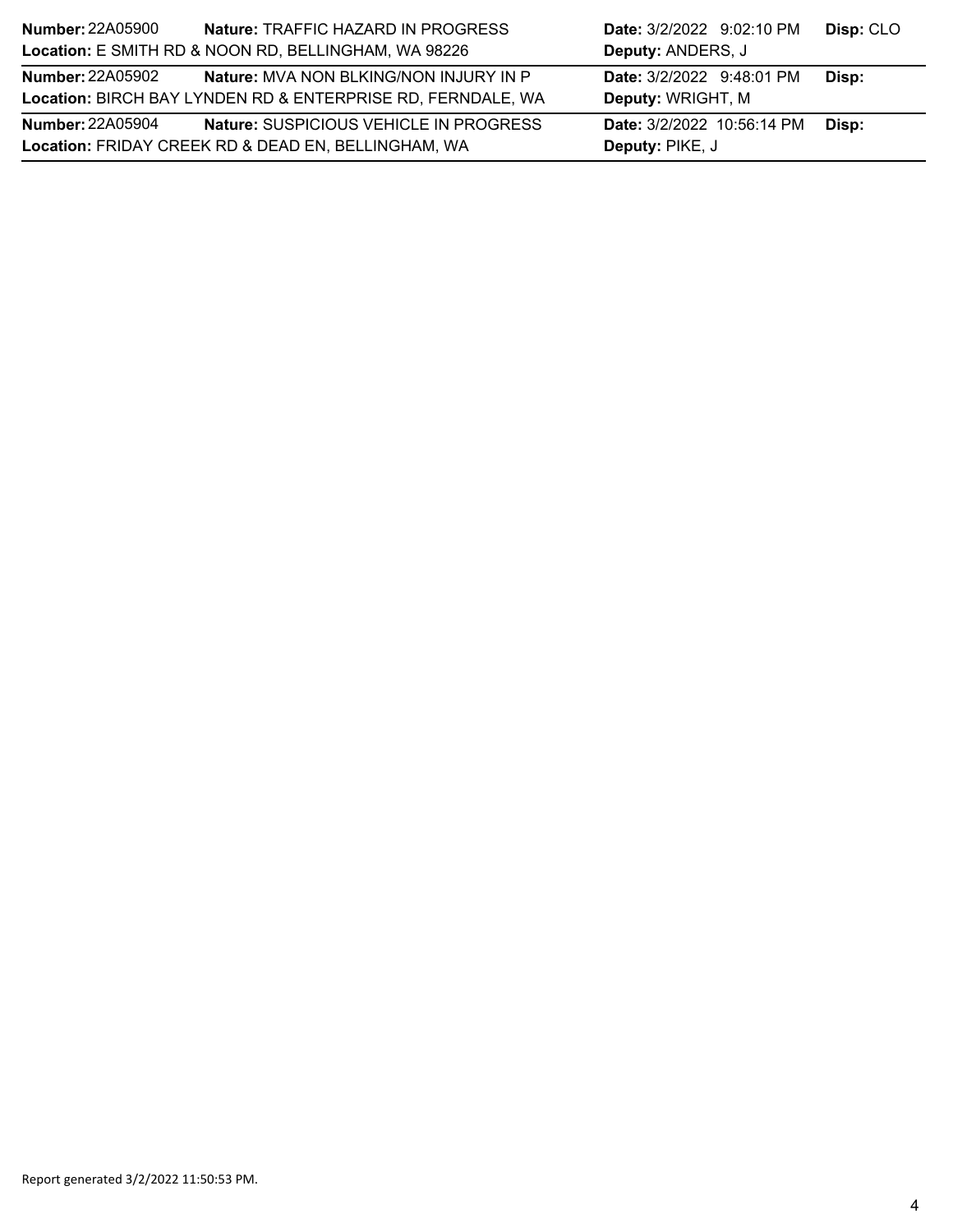**Number:** 22A05900 **Nature:** TRAFFIC HAZARD IN PROGRESS **Date:** 3/2/2022 9:02:10 PM **Disp:** CLO
**Location:** E SMITH RD & NOON RD, BELLINGHAM, WA 98226 **Deputy:** ANDERS, J

**Number:** 22A05902 **Nature:** MVA NON BLKING/NON INJURY IN P **Date:** 3/2/2022 9:48:01 PM **Disp:**
**Location:** BIRCH BAY LYNDEN RD & ENTERPRISE RD, FERNDALE, WA **Deputy:** WRIGHT, M

**Number:** 22A05904 **Nature:** SUSPICIOUS VEHICLE IN PROGRESS **Date:** 3/2/2022 10:56:14 PM **Disp:**
**Location:** FRIDAY CREEK RD & DEAD EN, BELLINGHAM, WA **Deputy:** PIKE, J

Report generated 3/2/2022 11:50:53 PM.